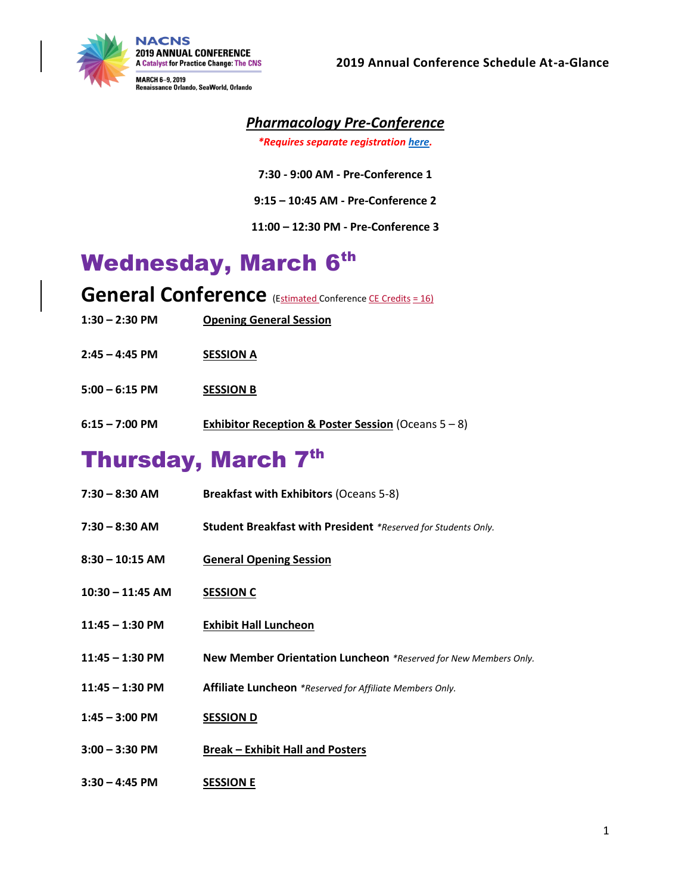NACNS
2019 ANNUAL CONFERENCE
A Catalyst for Practice Change: The CNS
MARCH 6–9, 2019
Renaissance Orlando, SeaWorld, Orlando

**2019 Annual Conference Schedule At-a-Glance**

## ***Pharmacology Pre-Conference***

***\*Requires separate registration here.***

**7:30 - 9:00 AM - Pre-Conference 1**

**9:15 – 10:45 AM - Pre-Conference 2**

**11:00 – 12:30 PM - Pre-Conference 3**

# Wednesday, March 6th

## General Conference (Estimated Conference CE Credits = 16)

| | |
|---|---|
| **1:30 – 2:30 PM** | **Opening General Session** |
| **2:45 – 4:45 PM** | **SESSION A** |
| **5:00 – 6:15 PM** | **SESSION B** |
| **6:15 – 7:00 PM** | **Exhibitor Reception & Poster Session** (Oceans 5 – 8) |

# Thursday, March 7th

| | |
|---|---|
| **7:30 – 8:30 AM** | **Breakfast with Exhibitors** (Oceans 5-8) |
| **7:30 – 8:30 AM** | **Student Breakfast with President** *\*Reserved for Students Only.* |
| **8:30 – 10:15 AM** | **General Opening Session** |
| **10:30 – 11:45 AM** | **SESSION C** |
| **11:45 – 1:30 PM** | **Exhibit Hall Luncheon** |
| **11:45 – 1:30 PM** | **New Member Orientation Luncheon** *\*Reserved for New Members Only.* |
| **11:45 – 1:30 PM** | **Affiliate Luncheon** *\*Reserved for Affiliate Members Only.* |
| **1:45 – 3:00 PM** | **SESSION D** |
| **3:00 – 3:30 PM** | **Break – Exhibit Hall and Posters** |
| **3:30 – 4:45 PM** | **SESSION E** |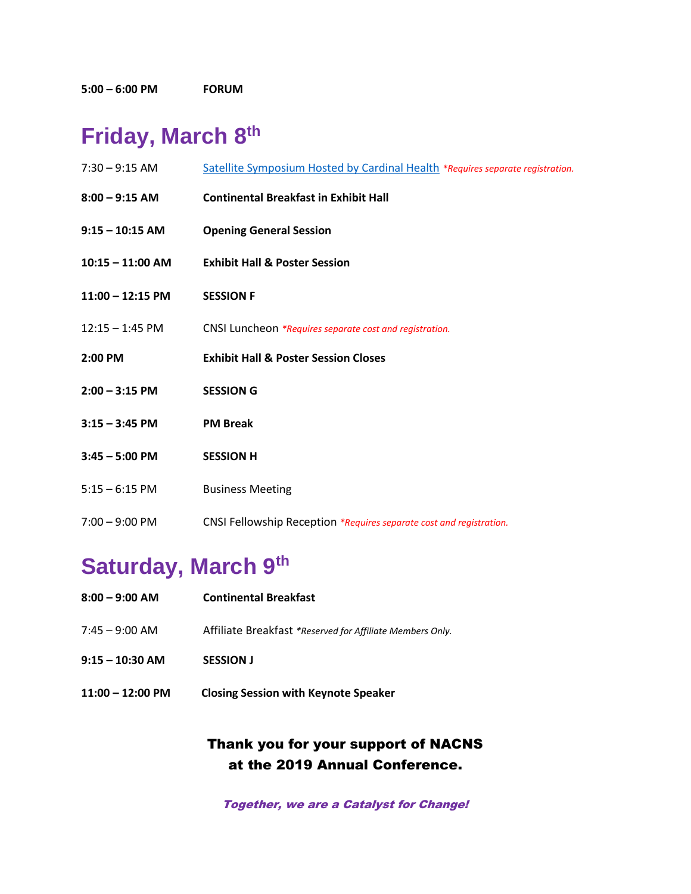**5:00 – 6:00 PM** **FORUM**

## Friday, March 8th

7:30 – 9:15 AM Satellite Symposium Hosted by Cardinal Health *\*Requires separate registration.*

**8:00 – 9:15 AM** **Continental Breakfast in Exhibit Hall**

**9:15 – 10:15 AM** **Opening General Session**

**10:15 – 11:00 AM** **Exhibit Hall & Poster Session**

**11:00 – 12:15 PM** **SESSION F**

12:15 – 1:45 PM CNSI Luncheon *\*Requires separate cost and registration.*

**2:00 PM** **Exhibit Hall & Poster Session Closes**

**2:00 – 3:15 PM** **SESSION G**

**3:15 – 3:45 PM** **PM Break**

**3:45 – 5:00 PM** **SESSION H**

5:15 – 6:15 PM Business Meeting

7:00 – 9:00 PM CNSI Fellowship Reception *\*Requires separate cost and registration.*

## Saturday, March 9th

**8:00 – 9:00 AM** **Continental Breakfast**

7:45 – 9:00 AM Affiliate Breakfast *\*Reserved for Affiliate Members Only.*

**9:15 – 10:30 AM** **SESSION J**

**11:00 – 12:00 PM** **Closing Session with Keynote Speaker**

**Thank you for your support of NACNS at the 2019 Annual Conference.**

***Together, we are a Catalyst for Change!***